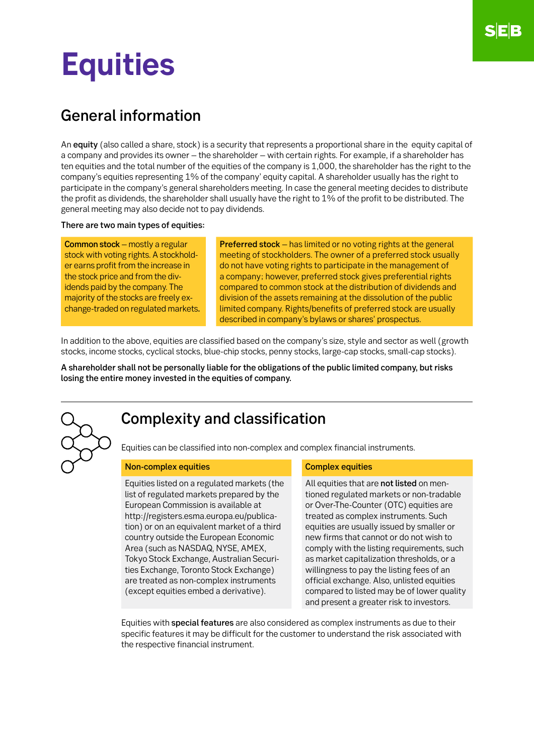# Equities

## General information

An **equity** (also called a share, stock) is a security that represents a proportional share in the equity capital of a company and provides its owner – the shareholder – with certain rights. For example, if a shareholder has ten equities and the total number of the equities of the company is 1,000, the shareholder has the right to the company's equities representing 1% of the company' equity capital. A shareholder usually has the right to participate in the company's general shareholders meeting. In case the general meeting decides to distribute the profit as dividends, the shareholder shall usually have the right to 1% of the profit to be distributed. The general meeting may also decide not to pay dividends.

There are two main types of equities:

**Common stock** – mostly a regular stock with voting rights. A stockholder earns profit from the increase in the stock price and from the dividends paid by the company. The majority of the stocks are freely exchange-traded on regulated markets.

**Preferred stock** – has limited or no voting rights at the general meeting of stockholders. The owner of a preferred stock usually do not have voting rights to participate in the management of a company; however, preferred stock gives preferential rights compared to common stock at the distribution of dividends and division of the assets remaining at the dissolution of the public limited company. Rights/benefits of preferred stock are usually described in company's bylaws or shares' prospectus.

In addition to the above, equities are classified based on the company's size, style and sector as well (growth stocks, income stocks, cyclical stocks, blue-chip stocks, penny stocks, large-cap stocks, small-cap stocks).

**A shareholder shall not be personally liable for the obligations of the public limited company, but risks losing the entire money invested in the equities of company.**

## Complexity and classification

Equities can be classified into non-complex and complex financial instruments.

### Non-complex equities

Equities listed on a regulated markets (the list of regulated markets prepared by the European Commission is available at http://registers.esma.europa.eu/publication) or on an equivalent market of a third country outside the European Economic Area (such as NASDAQ, NYSE, AMEX, Tokyo Stock Exchange, Australian Securities Exchange, Toronto Stock Exchange) are treated as non-complex instruments (except equities embed a derivative).

### Complex equities

All equities that are **not listed** on mentioned regulated markets or non-tradable or Over-The-Counter (OTC) equities are treated as complex instruments. Such equities are usually issued by smaller or new firms that cannot or do not wish to comply with the listing requirements, such as market capitalization thresholds, or a willingness to pay the listing fees of an official exchange. Also, unlisted equities compared to listed may be of lower quality and present a greater risk to investors.

Equities with **special features** are also considered as complex instruments as due to their specific features it may be difficult for the customer to understand the risk associated with the respective financial instrument.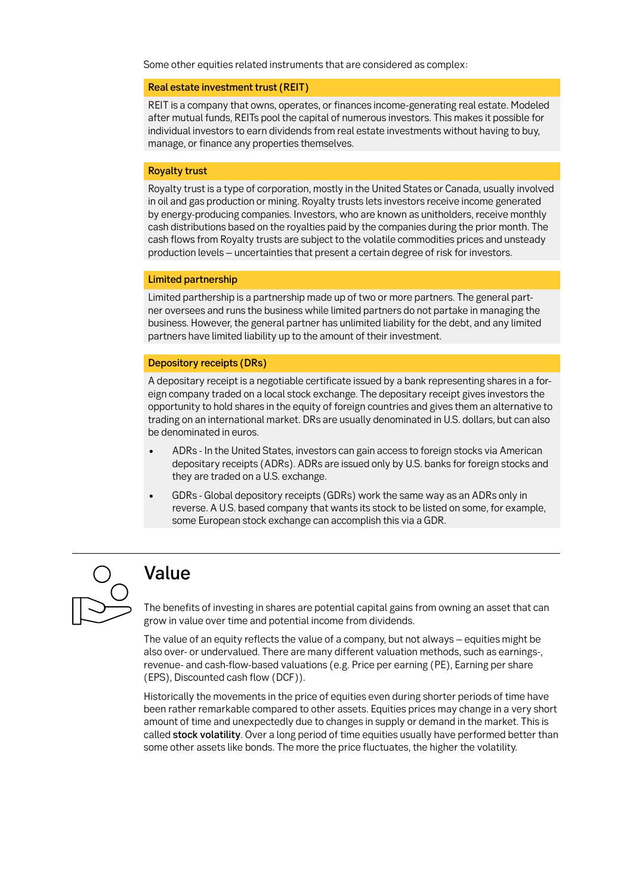Some other equities related instruments that are considered as complex:

### Real estate investment trust (REIT)

REIT is a company that owns, operates, or finances income-generating real estate. Modeled after mutual funds, REITs pool the capital of numerous investors. This makes it possible for individual investors to earn dividends from real estate investments without having to buy, manage, or finance any properties themselves.

### Royalty trust

Royalty trust is a type of corporation, mostly in the United States or Canada, usually involved in oil and gas production or mining. Royalty trusts lets investors receive income generated by energy-producing companies. Investors, who are known as unitholders, receive monthly cash distributions based on the royalties paid by the companies during the prior month. The cash flows from Royalty trusts are subject to the volatile commodities prices and unsteady production levels – uncertainties that present a certain degree of risk for investors.

### Limited partnership

Limited parthership is a partnership made up of two or more partners. The general partner oversees and runs the business while limited partners do not partake in managing the business. However, the general partner has unlimited liability for the debt, and any limited partners have limited liability up to the amount of their investment.

### Depository receipts (DRs)

A depositary receipt is a negotiable certificate issued by a bank representing shares in a foreign company traded on a local stock exchange. The depositary receipt gives investors the opportunity to hold shares in the equity of foreign countries and gives them an alternative to trading on an international market. DRs are usually denominated in U.S. dollars, but can also be denominated in euros.

- ADRs - In the United States, investors can gain access to foreign stocks via American depositary receipts (ADRs). ADRs are issued only by U.S. banks for foreign stocks and they are traded on a U.S. exchange.
- GDRs - Global depository receipts (GDRs) work the same way as an ADRs only in reverse. A U.S. based company that wants its stock to be listed on some, for example, some European stock exchange can accomplish this via a GDR.

## Value

The benefits of investing in shares are potential capital gains from owning an asset that can grow in value over time and potential income from dividends.

The value of an equity reflects the value of a company, but not always – equities might be also over- or undervalued. There are many different valuation methods, such as earnings-, revenue- and cash-flow-based valuations (e.g. Price per earning (PE), Earning per share (EPS), Discounted cash flow (DCF)).

Historically the movements in the price of equities even during shorter periods of time have been rather remarkable compared to other assets. Equities prices may change in a very short amount of time and unexpectedly due to changes in supply or demand in the market. This is called **stock volatility**. Over a long period of time equities usually have performed better than some other assets like bonds. The more the price fluctuates, the higher the volatility.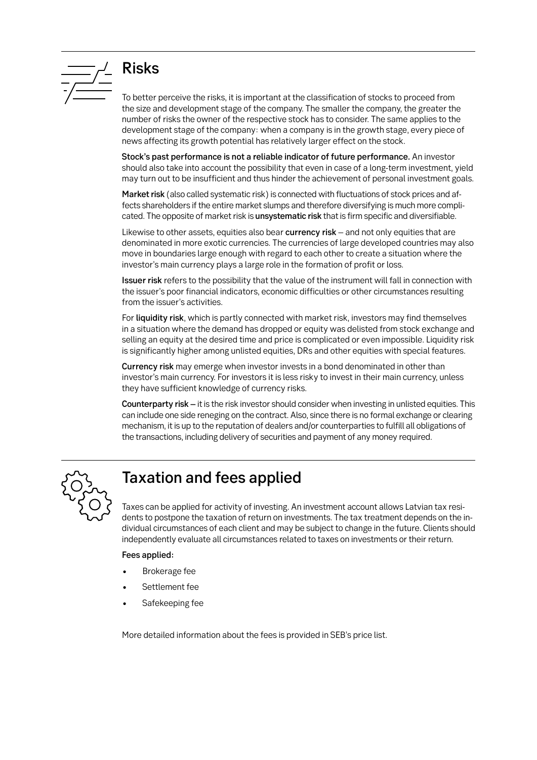## Risks

To better perceive the risks, it is important at the classification of stocks to proceed from the size and development stage of the company. The smaller the company, the greater the number of risks the owner of the respective stock has to consider. The same applies to the development stage of the company: when a company is in the growth stage, every piece of news affecting its growth potential has relatively larger effect on the stock.

**Stock's past performance is not a reliable indicator of future performance.** An investor should also take into account the possibility that even in case of a long-term investment, yield may turn out to be insufficient and thus hinder the achievement of personal investment goals.

**Market risk** (also called systematic risk) is connected with fluctuations of stock prices and affects shareholders if the entire market slumps and therefore diversifying is much more complicated. The opposite of market risk is **unsystematic risk** that is firm specific and diversifiable.

Likewise to other assets, equities also bear **currency risk** – and not only equities that are denominated in more exotic currencies. The currencies of large developed countries may also move in boundaries large enough with regard to each other to create a situation where the investor's main currency plays a large role in the formation of profit or loss.

**Issuer risk** refers to the possibility that the value of the instrument will fall in connection with the issuer's poor financial indicators, economic difficulties or other circumstances resulting from the issuer's activities.

For **liquidity risk**, which is partly connected with market risk, investors may find themselves in a situation where the demand has dropped or equity was delisted from stock exchange and selling an equity at the desired time and price is complicated or even impossible. Liquidity risk is significantly higher among unlisted equities, DRs and other equities with special features.

**Currency risk** may emerge when investor invests in a bond denominated in other than investor's main currency. For investors it is less risky to invest in their main currency, unless they have sufficient knowledge of currency risks.

**Counterparty risk** – it is the risk investor should consider when investing in unlisted equities. This can include one side reneging on the contract. Also, since there is no formal exchange or clearing mechanism, it is up to the reputation of dealers and/or counterparties to fulfill all obligations of the transactions, including delivery of securities and payment of any money required.

## Taxation and fees applied

Taxes can be applied for activity of investing. An investment account allows Latvian tax residents to postpone the taxation of return on investments. The tax treatment depends on the individual circumstances of each client and may be subject to change in the future. Clients should independently evaluate all circumstances related to taxes on investments or their return.

**Fees applied:**

- Brokerage fee
- Settlement fee
- Safekeeping fee

More detailed information about the fees is provided in SEB's price list.